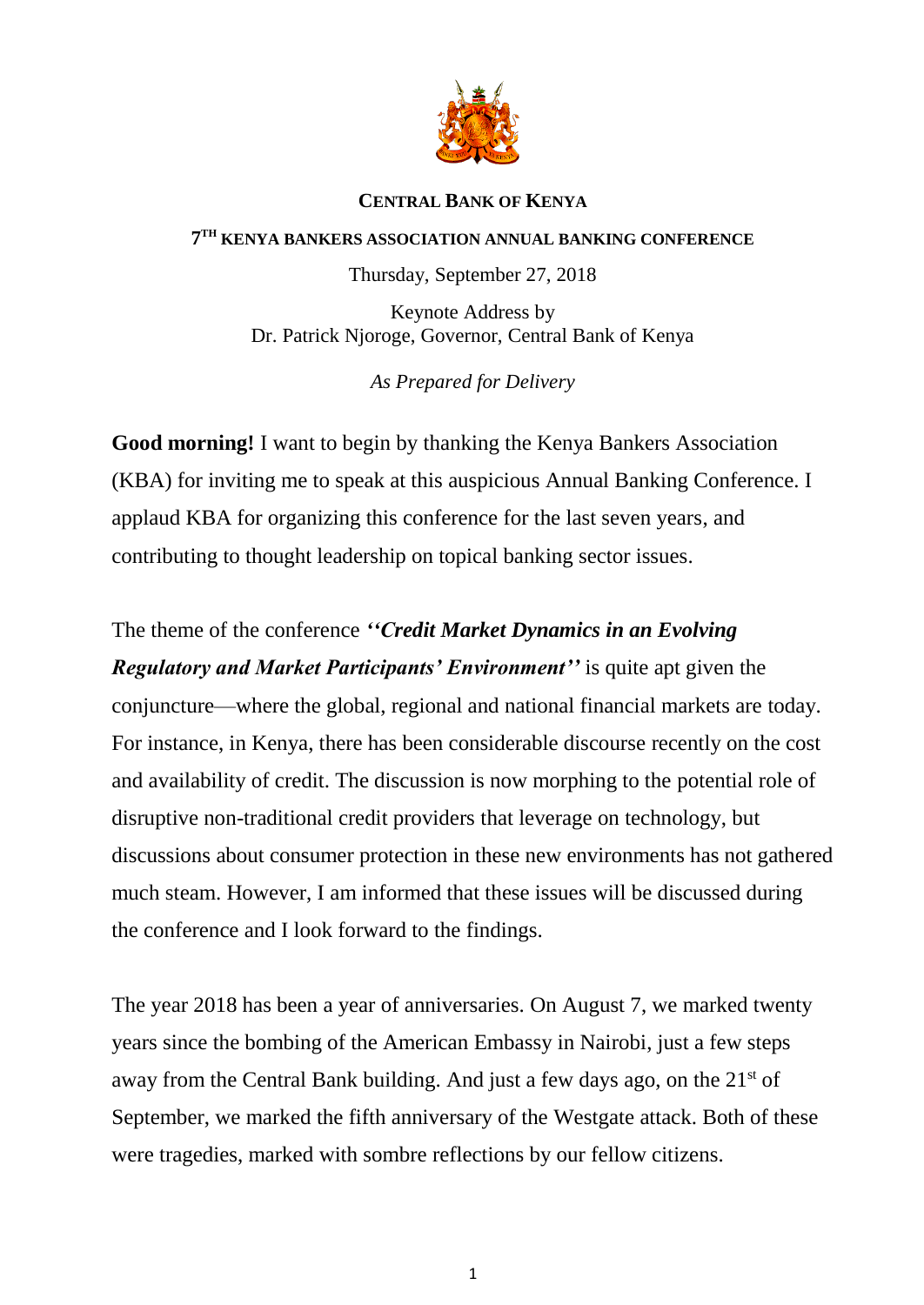**CENTRAL BANK OF KENYA**

**7TH KENYA BANKERS ASSOCIATION ANNUAL BANKING CONFERENCE**

Thursday, September 27, 2018

Keynote Address by
Dr. Patrick Njoroge, Governor, Central Bank of Kenya

*As Prepared for Delivery*

**Good morning!** I want to begin by thanking the Kenya Bankers Association (KBA) for inviting me to speak at this auspicious Annual Banking Conference. I applaud KBA for organizing this conference for the last seven years, and contributing to thought leadership on topical banking sector issues.

The theme of the conference ***''Credit Market Dynamics in an Evolving Regulatory and Market Participants' Environment''*** is quite apt given the conjuncture—where the global, regional and national financial markets are today. For instance, in Kenya, there has been considerable discourse recently on the cost and availability of credit. The discussion is now morphing to the potential role of disruptive non-traditional credit providers that leverage on technology, but discussions about consumer protection in these new environments has not gathered much steam. However, I am informed that these issues will be discussed during the conference and I look forward to the findings.

The year 2018 has been a year of anniversaries. On August 7, we marked twenty years since the bombing of the American Embassy in Nairobi, just a few steps away from the Central Bank building. And just a few days ago, on the 21st of September, we marked the fifth anniversary of the Westgate attack. Both of these were tragedies, marked with sombre reflections by our fellow citizens.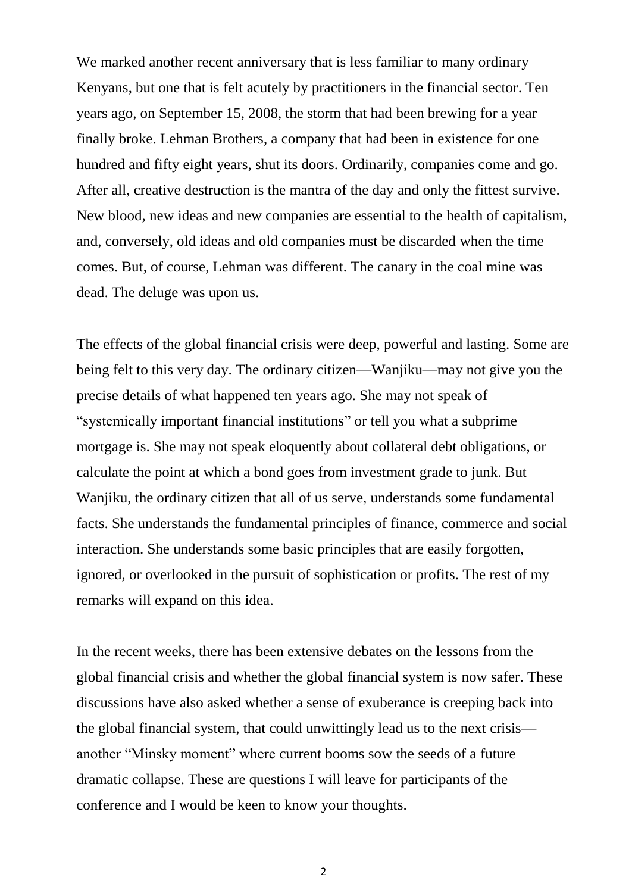We marked another recent anniversary that is less familiar to many ordinary Kenyans, but one that is felt acutely by practitioners in the financial sector. Ten years ago, on September 15, 2008, the storm that had been brewing for a year finally broke. Lehman Brothers, a company that had been in existence for one hundred and fifty eight years, shut its doors. Ordinarily, companies come and go. After all, creative destruction is the mantra of the day and only the fittest survive. New blood, new ideas and new companies are essential to the health of capitalism, and, conversely, old ideas and old companies must be discarded when the time comes. But, of course, Lehman was different. The canary in the coal mine was dead. The deluge was upon us.

The effects of the global financial crisis were deep, powerful and lasting. Some are being felt to this very day. The ordinary citizen—Wanjiku—may not give you the precise details of what happened ten years ago. She may not speak of "systemically important financial institutions" or tell you what a subprime mortgage is. She may not speak eloquently about collateral debt obligations, or calculate the point at which a bond goes from investment grade to junk. But Wanjiku, the ordinary citizen that all of us serve, understands some fundamental facts. She understands the fundamental principles of finance, commerce and social interaction. She understands some basic principles that are easily forgotten, ignored, or overlooked in the pursuit of sophistication or profits. The rest of my remarks will expand on this idea.

In the recent weeks, there has been extensive debates on the lessons from the global financial crisis and whether the global financial system is now safer. These discussions have also asked whether a sense of exuberance is creeping back into the global financial system, that could unwittingly lead us to the next crisis—another "Minsky moment" where current booms sow the seeds of a future dramatic collapse. These are questions I will leave for participants of the conference and I would be keen to know your thoughts.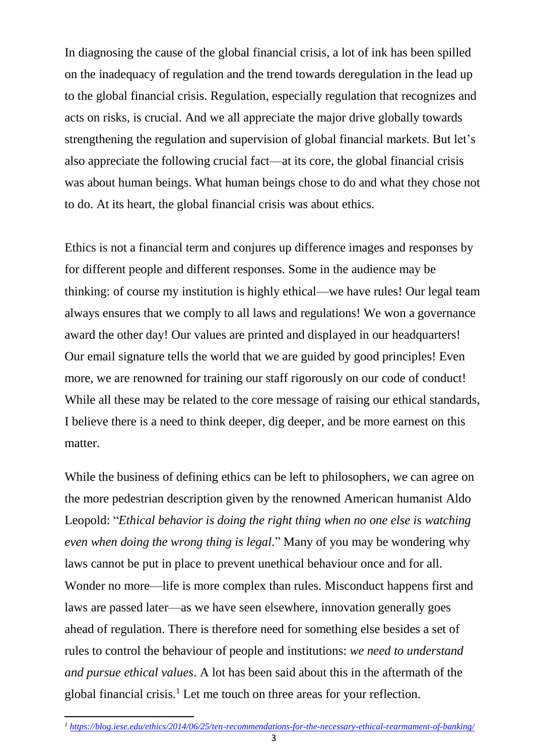In diagnosing the cause of the global financial crisis, a lot of ink has been spilled on the inadequacy of regulation and the trend towards deregulation in the lead up to the global financial crisis. Regulation, especially regulation that recognizes and acts on risks, is crucial. And we all appreciate the major drive globally towards strengthening the regulation and supervision of global financial markets. But let's also appreciate the following crucial fact—at its core, the global financial crisis was about human beings. What human beings chose to do and what they chose not to do. At its heart, the global financial crisis was about ethics.

Ethics is not a financial term and conjures up difference images and responses by for different people and different responses. Some in the audience may be thinking: of course my institution is highly ethical—we have rules! Our legal team always ensures that we comply to all laws and regulations! We won a governance award the other day! Our values are printed and displayed in our headquarters! Our email signature tells the world that we are guided by good principles! Even more, we are renowned for training our staff rigorously on our code of conduct! While all these may be related to the core message of raising our ethical standards, I believe there is a need to think deeper, dig deeper, and be more earnest on this matter.

While the business of defining ethics can be left to philosophers, we can agree on the more pedestrian description given by the renowned American humanist Aldo Leopold: "*Ethical behavior is doing the right thing when no one else is watching even when doing the wrong thing is legal*." Many of you may be wondering why laws cannot be put in place to prevent unethical behaviour once and for all. Wonder no more—life is more complex than rules. Misconduct happens first and laws are passed later—as we have seen elsewhere, innovation generally goes ahead of regulation. There is therefore need for something else besides a set of rules to control the behaviour of people and institutions: *we need to understand and pursue ethical values*. A lot has been said about this in the aftermath of the global financial crisis.[1] Let me touch on three areas for your reflection.

---

[1] https://blog.iese.edu/ethics/2014/06/25/ten-recommendations-for-the-necessary-ethical-rearmament-of-banking/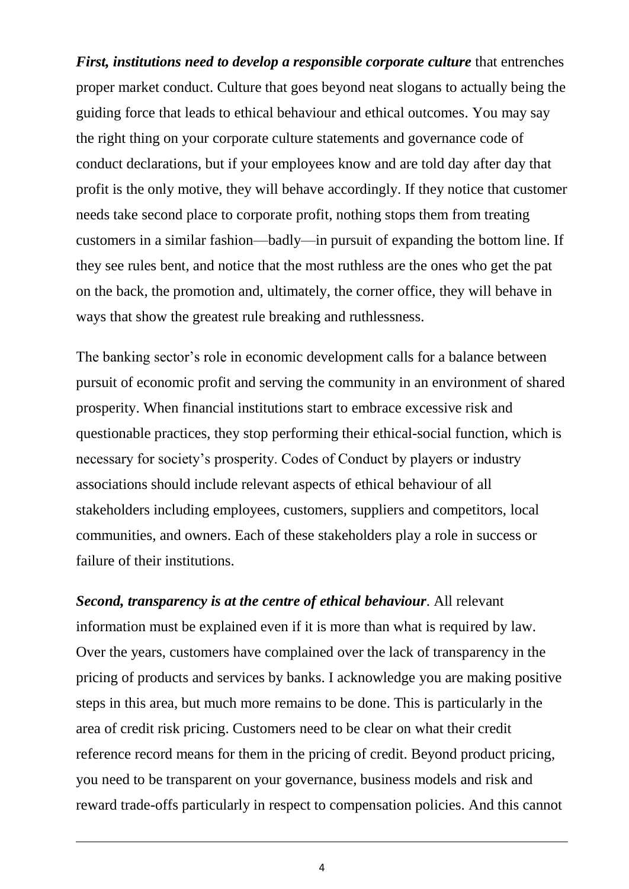***First, institutions need to develop a responsible corporate culture*** that entrenches proper market conduct. Culture that goes beyond neat slogans to actually being the guiding force that leads to ethical behaviour and ethical outcomes. You may say the right thing on your corporate culture statements and governance code of conduct declarations, but if your employees know and are told day after day that profit is the only motive, they will behave accordingly. If they notice that customer needs take second place to corporate profit, nothing stops them from treating customers in a similar fashion—badly—in pursuit of expanding the bottom line. If they see rules bent, and notice that the most ruthless are the ones who get the pat on the back, the promotion and, ultimately, the corner office, they will behave in ways that show the greatest rule breaking and ruthlessness.

The banking sector's role in economic development calls for a balance between pursuit of economic profit and serving the community in an environment of shared prosperity. When financial institutions start to embrace excessive risk and questionable practices, they stop performing their ethical-social function, which is necessary for society's prosperity. Codes of Conduct by players or industry associations should include relevant aspects of ethical behaviour of all stakeholders including employees, customers, suppliers and competitors, local communities, and owners. Each of these stakeholders play a role in success or failure of their institutions.

***Second, transparency is at the centre of ethical behaviour***. All relevant information must be explained even if it is more than what is required by law. Over the years, customers have complained over the lack of transparency in the pricing of products and services by banks. I acknowledge you are making positive steps in this area, but much more remains to be done. This is particularly in the area of credit risk pricing. Customers need to be clear on what their credit reference record means for them in the pricing of credit. Beyond product pricing, you need to be transparent on your governance, business models and risk and reward trade-offs particularly in respect to compensation policies. And this cannot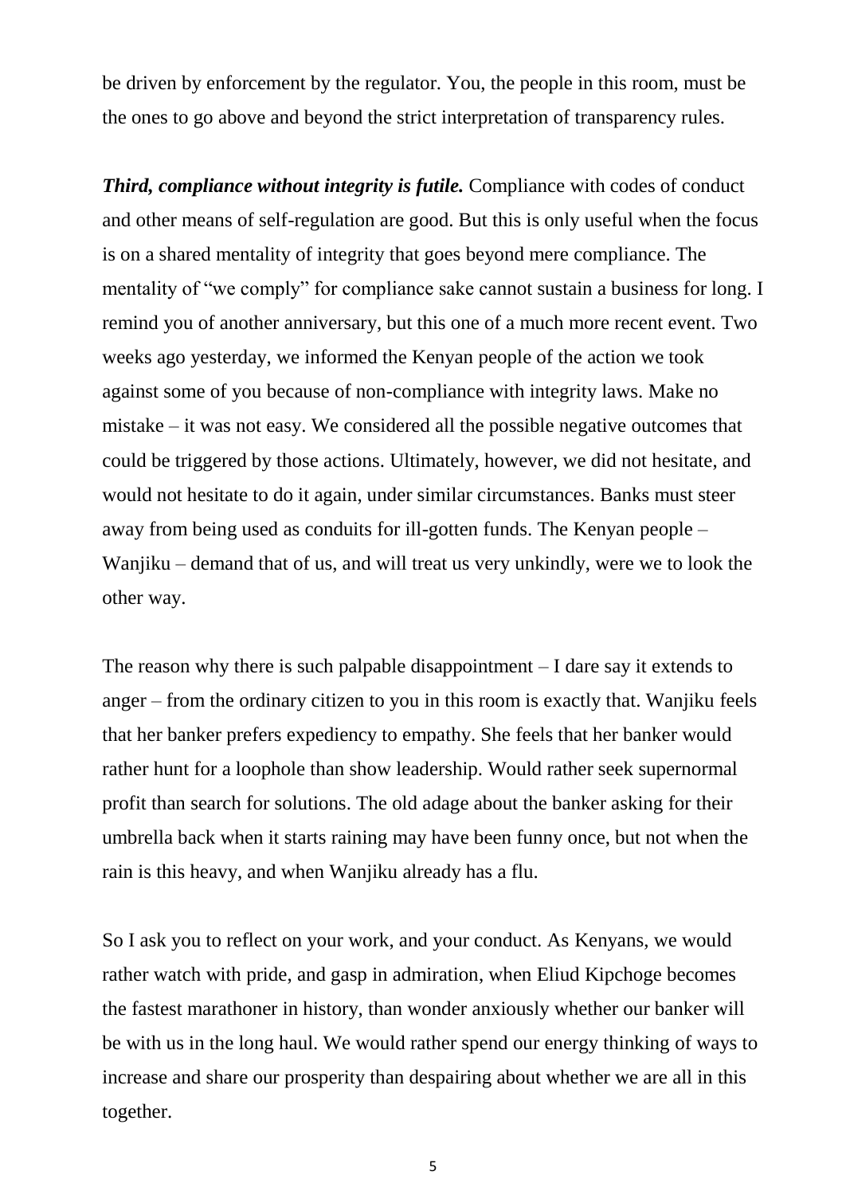be driven by enforcement by the regulator. You, the people in this room, must be the ones to go above and beyond the strict interpretation of transparency rules.

***Third, compliance without integrity is futile.*** Compliance with codes of conduct and other means of self-regulation are good. But this is only useful when the focus is on a shared mentality of integrity that goes beyond mere compliance. The mentality of "we comply" for compliance sake cannot sustain a business for long. I remind you of another anniversary, but this one of a much more recent event. Two weeks ago yesterday, we informed the Kenyan people of the action we took against some of you because of non-compliance with integrity laws. Make no mistake – it was not easy. We considered all the possible negative outcomes that could be triggered by those actions. Ultimately, however, we did not hesitate, and would not hesitate to do it again, under similar circumstances. Banks must steer away from being used as conduits for ill-gotten funds. The Kenyan people – Wanjiku – demand that of us, and will treat us very unkindly, were we to look the other way.

The reason why there is such palpable disappointment – I dare say it extends to anger – from the ordinary citizen to you in this room is exactly that. Wanjiku feels that her banker prefers expediency to empathy. She feels that her banker would rather hunt for a loophole than show leadership. Would rather seek supernormal profit than search for solutions. The old adage about the banker asking for their umbrella back when it starts raining may have been funny once, but not when the rain is this heavy, and when Wanjiku already has a flu.

So I ask you to reflect on your work, and your conduct. As Kenyans, we would rather watch with pride, and gasp in admiration, when Eliud Kipchoge becomes the fastest marathoner in history, than wonder anxiously whether our banker will be with us in the long haul. We would rather spend our energy thinking of ways to increase and share our prosperity than despairing about whether we are all in this together.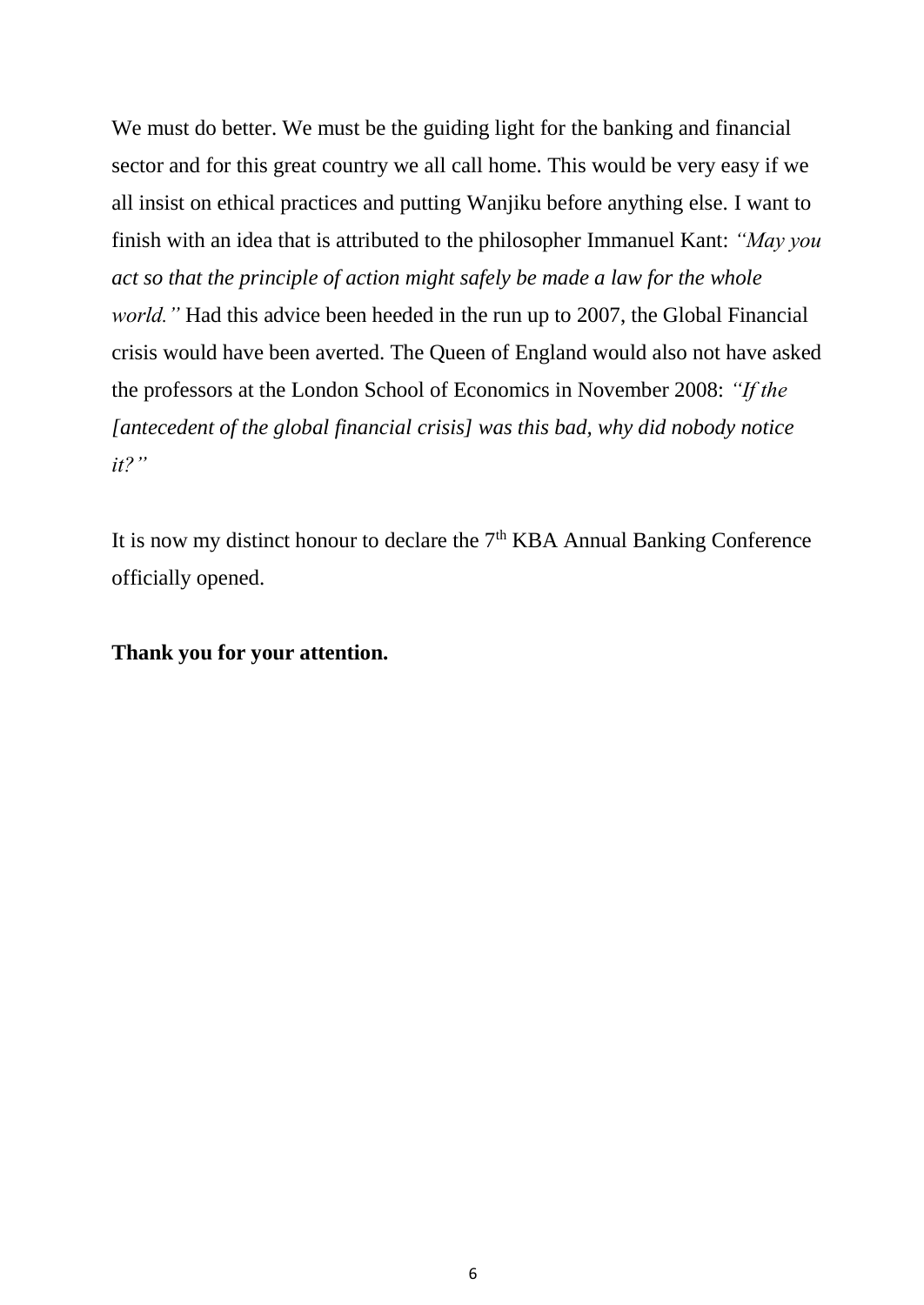We must do better. We must be the guiding light for the banking and financial sector and for this great country we all call home. This would be very easy if we all insist on ethical practices and putting Wanjiku before anything else. I want to finish with an idea that is attributed to the philosopher Immanuel Kant: *"May you act so that the principle of action might safely be made a law for the whole world."* Had this advice been heeded in the run up to 2007, the Global Financial crisis would have been averted. The Queen of England would also not have asked the professors at the London School of Economics in November 2008: *"If the [antecedent of the global financial crisis] was this bad, why did nobody notice it?"*

It is now my distinct honour to declare the 7th KBA Annual Banking Conference officially opened.

**Thank you for your attention.**